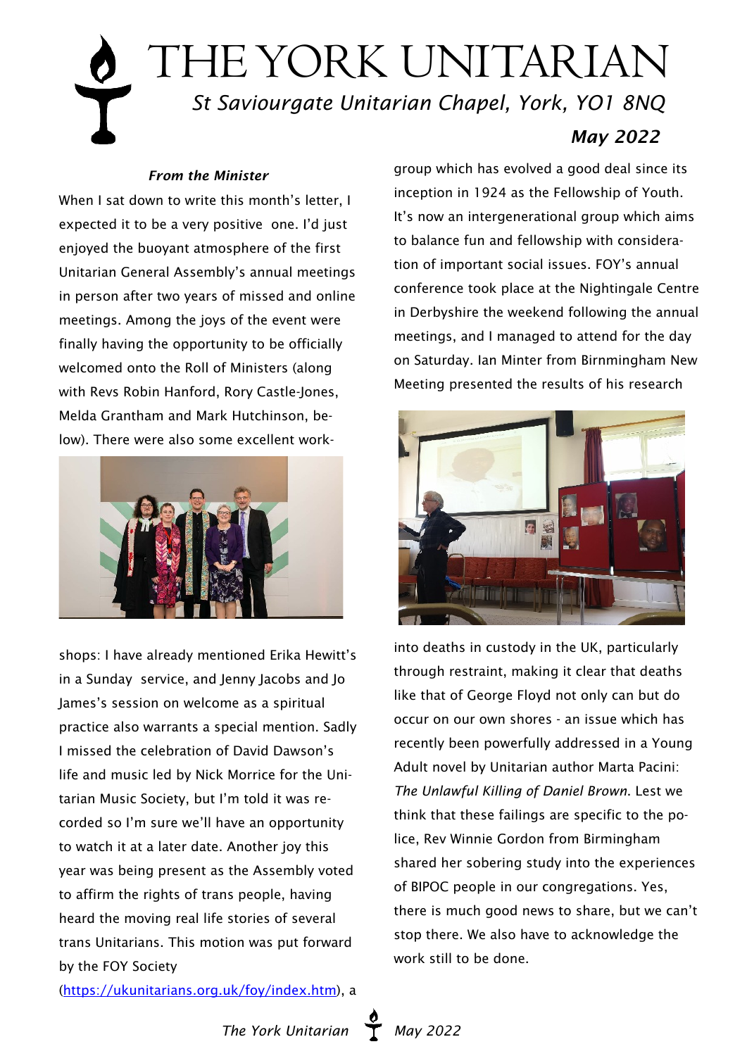# THE YORK UNITARIAN

*St Saviourgate Unitarian Chapel, York, YO1 8NQ*

***May 2022***

***From the Minister***

When I sat down to write this month's letter, I expected it to be a very positive one. I'd just enjoyed the buoyant atmosphere of the first Unitarian General Assembly's annual meetings in person after two years of missed and online meetings. Among the joys of the event were finally having the opportunity to be officially welcomed onto the Roll of Ministers (along with Revs Robin Hanford, Rory Castle-Jones, Melda Grantham and Mark Hutchinson, below). There were also some excellent workshops: I have already mentioned Erika Hewitt's in a Sunday service, and Jenny Jacobs and Jo James's session on welcome as a spiritual practice also warrants a special mention. Sadly I missed the celebration of David Dawson's life and music led by Nick Morrice for the Unitarian Music Society, but I'm told it was recorded so I'm sure we'll have an opportunity to watch it at a later date. Another joy this year was being present as the Assembly voted to affirm the rights of trans people, having heard the moving real life stories of several trans Unitarians. This motion was put forward by the FOY Society (https://ukunitarians.org.uk/foy/index.htm), a group which has evolved a good deal since its inception in 1924 as the Fellowship of Youth. It's now an intergenerational group which aims to balance fun and fellowship with consideration of important social issues. FOY's annual conference took place at the Nightingale Centre in Derbyshire the weekend following the annual meetings, and I managed to attend for the day on Saturday. Ian Minter from Birnmingham New Meeting presented the results of his research into deaths in custody in the UK, particularly through restraint, making it clear that deaths like that of George Floyd not only can but do occur on our own shores - an issue which has recently been powerfully addressed in a Young Adult novel by Unitarian author Marta Pacini: *The Unlawful Killing of Daniel Brown*. Lest we think that these failings are specific to the police, Rev Winnie Gordon from Birmingham shared her sobering study into the experiences of BIPOC people in our congregations. Yes, there is much good news to share, but we can't stop there. We also have to acknowledge the work still to be done.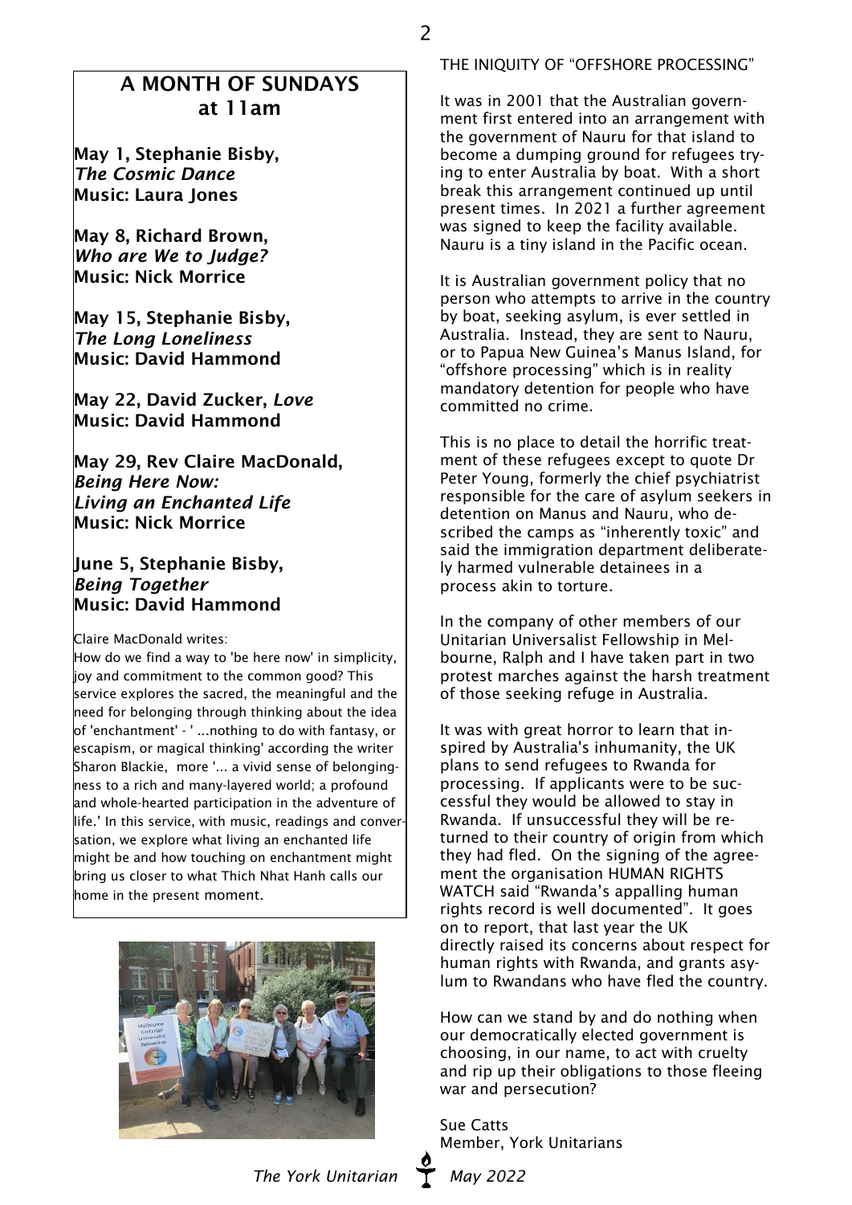## A MONTH OF SUNDAYS at 11am

**May 1, Stephanie Bisby,**
***The Cosmic Dance***
**Music: Laura Jones**

**May 8, Richard Brown,**
***Who are We to Judge?***
**Music: Nick Morrice**

**May 15, Stephanie Bisby,**
***The Long Loneliness***
**Music: David Hammond**

**May 22, David Zucker, *Love***
**Music: David Hammond**

**May 29, Rev Claire MacDonald,**
***Being Here Now:***
***Living an Enchanted Life***
**Music: Nick Morrice**

**June 5, Stephanie Bisby,**
***Being Together***
**Music: David Hammond**

Claire MacDonald writes:
How do we find a way to 'be here now' in simplicity, joy and commitment to the common good? This service explores the sacred, the meaningful and the need for belonging through thinking about the idea of 'enchantment' - ' ...nothing to do with fantasy, or escapism, or magical thinking' according the writer Sharon Blackie, more '... a vivid sense of belongingness to a rich and many-layered world; a profound and whole-hearted participation in the adventure of life.' In this service, with music, readings and conversation, we explore what living an enchanted life might be and how touching on enchantment might bring us closer to what Thich Nhat Hanh calls our home in the present moment.

## THE INIQUITY OF "OFFSHORE PROCESSING"

It was in 2001 that the Australian government first entered into an arrangement with the government of Nauru for that island to become a dumping ground for refugees trying to enter Australia by boat. With a short break this arrangement continued up until present times. In 2021 a further agreement was signed to keep the facility available. Nauru is a tiny island in the Pacific ocean.

It is Australian government policy that no person who attempts to arrive in the country by boat, seeking asylum, is ever settled in Australia. Instead, they are sent to Nauru, or to Papua New Guinea's Manus Island, for "offshore processing" which is in reality mandatory detention for people who have committed no crime.

This is no place to detail the horrific treatment of these refugees except to quote Dr Peter Young, formerly the chief psychiatrist responsible for the care of asylum seekers in detention on Manus and Nauru, who described the camps as "inherently toxic" and said the immigration department deliberately harmed vulnerable detainees in a process akin to torture.

In the company of other members of our Unitarian Universalist Fellowship in Melbourne, Ralph and I have taken part in two protest marches against the harsh treatment of those seeking refuge in Australia.

It was with great horror to learn that inspired by Australia's inhumanity, the UK plans to send refugees to Rwanda for processing. If applicants were to be successful they would be allowed to stay in Rwanda. If unsuccessful they will be returned to their country of origin from which they had fled. On the signing of the agreement the organisation HUMAN RIGHTS WATCH said "Rwanda's appalling human rights record is well documented". It goes on to report, that last year the UK directly raised its concerns about respect for human rights with Rwanda, and grants asylum to Rwandans who have fled the country.

How can we stand by and do nothing when our democratically elected government is choosing, in our name, to act with cruelty and rip up their obligations to those fleeing war and persecution?

Sue Catts
Member, York Unitarians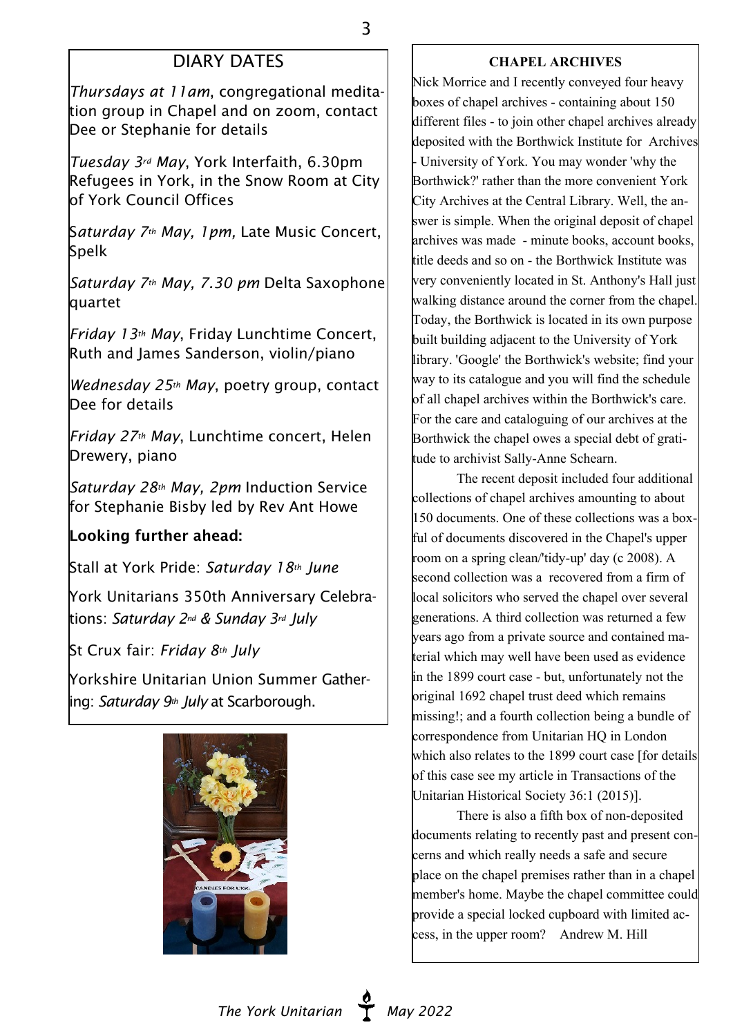## DIARY DATES

*Thursdays at 11am*, congregational meditation group in Chapel and on zoom, contact Dee or Stephanie for details

*Tuesday 3rd May*, York Interfaith, 6.30pm Refugees in York, in the Snow Room at City of York Council Offices

*Saturday 7th May, 1pm,* Late Music Concert, Spelk

*Saturday 7th May, 7.30 pm* Delta Saxophone quartet

*Friday 13th May*, Friday Lunchtime Concert, Ruth and James Sanderson, violin/piano

*Wednesday 25th May*, poetry group, contact Dee for details

*Friday 27th May*, Lunchtime concert, Helen Drewery, piano

*Saturday 28th May, 2pm* Induction Service for Stephanie Bisby led by Rev Ant Howe

**Looking further ahead:**

Stall at York Pride: *Saturday 18th June*

York Unitarians 350th Anniversary Celebrations: *Saturday 2nd & Sunday 3rd July*

St Crux fair: *Friday 8th July*

Yorkshire Unitarian Union Summer Gathering: *Saturday 9th July* at Scarborough.

## CHAPEL ARCHIVES

Nick Morrice and I recently conveyed four heavy boxes of chapel archives - containing about 150 different files - to join other chapel archives already deposited with the Borthwick Institute for Archives - University of York. You may wonder 'why the Borthwick?' rather than the more convenient York City Archives at the Central Library. Well, the answer is simple. When the original deposit of chapel archives was made - minute books, account books, title deeds and so on - the Borthwick Institute was very conveniently located in St. Anthony's Hall just walking distance around the corner from the chapel. Today, the Borthwick is located in its own purpose built building adjacent to the University of York library. 'Google' the Borthwick's website; find your way to its catalogue and you will find the schedule of all chapel archives within the Borthwick's care. For the care and cataloguing of our archives at the Borthwick the chapel owes a special debt of gratitude to archivist Sally-Anne Schearn.

The recent deposit included four additional collections of chapel archives amounting to about 150 documents. One of these collections was a boxful of documents discovered in the Chapel's upper room on a spring clean/'tidy-up' day (c 2008). A second collection was a recovered from a firm of local solicitors who served the chapel over several generations. A third collection was returned a few years ago from a private source and contained material which may well have been used as evidence in the 1899 court case - but, unfortunately not the original 1692 chapel trust deed which remains missing!; and a fourth collection being a bundle of correspondence from Unitarian HQ in London which also relates to the 1899 court case [for details of this case see my article in Transactions of the Unitarian Historical Society 36:1 (2015)].

There is also a fifth box of non-deposited documents relating to recently past and present concerns and which really needs a safe and secure place on the chapel premises rather than in a chapel member's home. Maybe the chapel committee could provide a special locked cupboard with limited access, in the upper room? Andrew M. Hill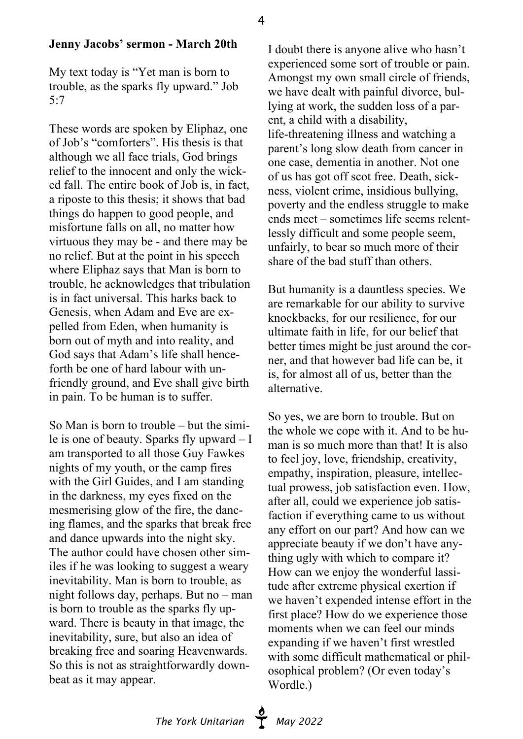**Jenny Jacobs' sermon - March 20th**

My text today is "Yet man is born to trouble, as the sparks fly upward." Job 5:7

These words are spoken by Eliphaz, one of Job's "comforters". His thesis is that although we all face trials, God brings relief to the innocent and only the wicked fall. The entire book of Job is, in fact, a riposte to this thesis; it shows that bad things do happen to good people, and misfortune falls on all, no matter how virtuous they may be - and there may be no relief. But at the point in his speech where Eliphaz says that Man is born to trouble, he acknowledges that tribulation is in fact universal. This harks back to Genesis, when Adam and Eve are expelled from Eden, when humanity is born out of myth and into reality, and God says that Adam's life shall henceforth be one of hard labour with unfriendly ground, and Eve shall give birth in pain. To be human is to suffer.

So Man is born to trouble – but the simile is one of beauty. Sparks fly upward – I am transported to all those Guy Fawkes nights of my youth, or the camp fires with the Girl Guides, and I am standing in the darkness, my eyes fixed on the mesmerising glow of the fire, the dancing flames, and the sparks that break free and dance upwards into the night sky. The author could have chosen other similes if he was looking to suggest a weary inevitability. Man is born to trouble, as night follows day, perhaps. But no – man is born to trouble as the sparks fly upward. There is beauty in that image, the inevitability, sure, but also an idea of breaking free and soaring Heavenwards. So this is not as straightforwardly downbeat as it may appear.

I doubt there is anyone alive who hasn't experienced some sort of trouble or pain. Amongst my own small circle of friends, we have dealt with painful divorce, bullying at work, the sudden loss of a parent, a child with a disability, life-threatening illness and watching a parent's long slow death from cancer in one case, dementia in another. Not one of us has got off scot free. Death, sickness, violent crime, insidious bullying, poverty and the endless struggle to make ends meet – sometimes life seems relentlessly difficult and some people seem, unfairly, to bear so much more of their share of the bad stuff than others.

But humanity is a dauntless species. We are remarkable for our ability to survive knockbacks, for our resilience, for our ultimate faith in life, for our belief that better times might be just around the corner, and that however bad life can be, it is, for almost all of us, better than the alternative.

So yes, we are born to trouble. But on the whole we cope with it. And to be human is so much more than that! It is also to feel joy, love, friendship, creativity, empathy, inspiration, pleasure, intellectual prowess, job satisfaction even. How, after all, could we experience job satisfaction if everything came to us without any effort on our part? And how can we appreciate beauty if we don't have anything ugly with which to compare it? How can we enjoy the wonderful lassitude after extreme physical exertion if we haven't expended intense effort in the first place? How do we experience those moments when we can feel our minds expanding if we haven't first wrestled with some difficult mathematical or philosophical problem? (Or even today's Wordle.)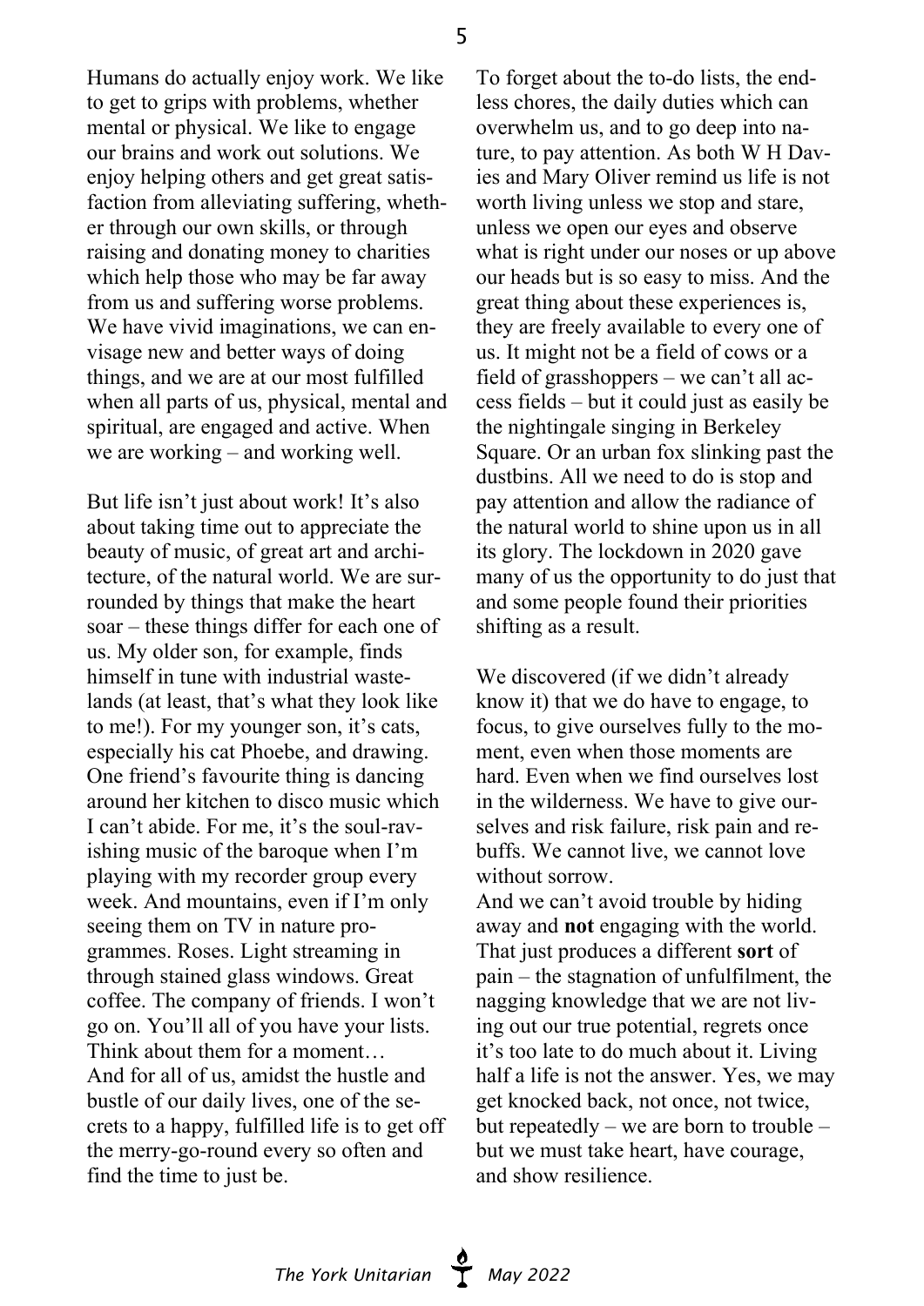Humans do actually enjoy work. We like to get to grips with problems, whether mental or physical. We like to engage our brains and work out solutions. We enjoy helping others and get great satisfaction from alleviating suffering, whether through our own skills, or through raising and donating money to charities which help those who may be far away from us and suffering worse problems. We have vivid imaginations, we can envisage new and better ways of doing things, and we are at our most fulfilled when all parts of us, physical, mental and spiritual, are engaged and active. When we are working – and working well.

But life isn't just about work! It's also about taking time out to appreciate the beauty of music, of great art and architecture, of the natural world. We are surrounded by things that make the heart soar – these things differ for each one of us. My older son, for example, finds himself in tune with industrial wastelands (at least, that's what they look like to me!). For my younger son, it's cats, especially his cat Phoebe, and drawing. One friend's favourite thing is dancing around her kitchen to disco music which I can't abide. For me, it's the soul-ravishing music of the baroque when I'm playing with my recorder group every week. And mountains, even if I'm only seeing them on TV in nature programmes. Roses. Light streaming in through stained glass windows. Great coffee. The company of friends. I won't go on. You'll all of you have your lists. Think about them for a moment…
And for all of us, amidst the hustle and bustle of our daily lives, one of the secrets to a happy, fulfilled life is to get off the merry-go-round every so often and find the time to just be.

To forget about the to-do lists, the endless chores, the daily duties which can overwhelm us, and to go deep into nature, to pay attention. As both W H Davies and Mary Oliver remind us life is not worth living unless we stop and stare, unless we open our eyes and observe what is right under our noses or up above our heads but is so easy to miss. And the great thing about these experiences is, they are freely available to every one of us. It might not be a field of cows or a field of grasshoppers – we can't all access fields – but it could just as easily be the nightingale singing in Berkeley Square. Or an urban fox slinking past the dustbins. All we need to do is stop and pay attention and allow the radiance of the natural world to shine upon us in all its glory. The lockdown in 2020 gave many of us the opportunity to do just that and some people found their priorities shifting as a result.

We discovered (if we didn't already know it) that we do have to engage, to focus, to give ourselves fully to the moment, even when those moments are hard. Even when we find ourselves lost in the wilderness. We have to give ourselves and risk failure, risk pain and rebuffs. We cannot live, we cannot love without sorrow.
And we can't avoid trouble by hiding away and **not** engaging with the world. That just produces a different **sort** of pain – the stagnation of unfulfilment, the nagging knowledge that we are not living out our true potential, regrets once it's too late to do much about it. Living half a life is not the answer. Yes, we may get knocked back, not once, not twice, but repeatedly – we are born to trouble – but we must take heart, have courage, and show resilience.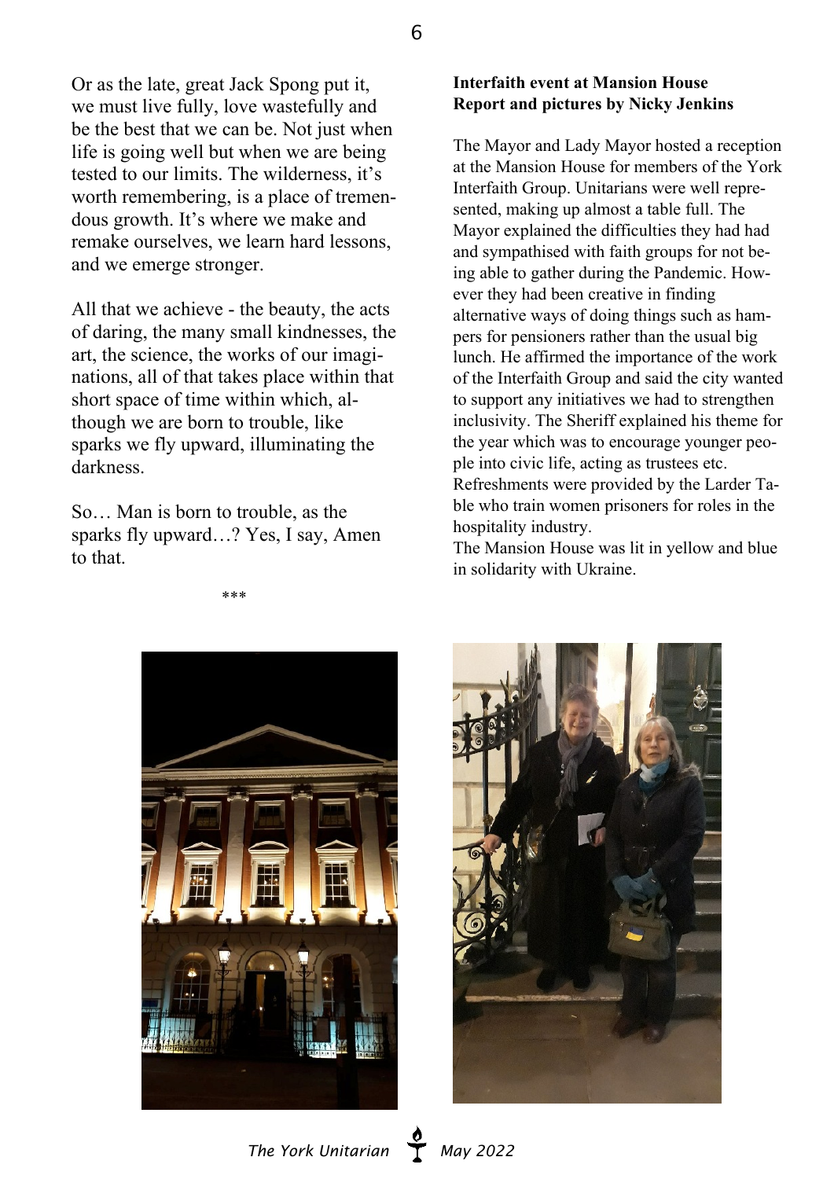Or as the late, great Jack Spong put it, we must live fully, love wastefully and be the best that we can be. Not just when life is going well but when we are being tested to our limits. The wilderness, it's worth remembering, is a place of tremendous growth. It's where we make and remake ourselves, we learn hard lessons, and we emerge stronger.

All that we achieve - the beauty, the acts of daring, the many small kindnesses, the art, the science, the works of our imaginations, all of that takes place within that short space of time within which, although we are born to trouble, like sparks we fly upward, illuminating the darkness.

So… Man is born to trouble, as the sparks fly upward…? Yes, I say, Amen to that.

***

**Interfaith event at Mansion House**
**Report and pictures by Nicky Jenkins**

The Mayor and Lady Mayor hosted a reception at the Mansion House for members of the York Interfaith Group. Unitarians were well represented, making up almost a table full. The Mayor explained the difficulties they had had and sympathised with faith groups for not being able to gather during the Pandemic. However they had been creative in finding alternative ways of doing things such as hampers for pensioners rather than the usual big lunch. He affirmed the importance of the work of the Interfaith Group and said the city wanted to support any initiatives we had to strengthen inclusivity. The Sheriff explained his theme for the year which was to encourage younger people into civic life, acting as trustees etc. Refreshments were provided by the Larder Table who train women prisoners for roles in the hospitality industry.
The Mansion House was lit in yellow and blue in solidarity with Ukraine.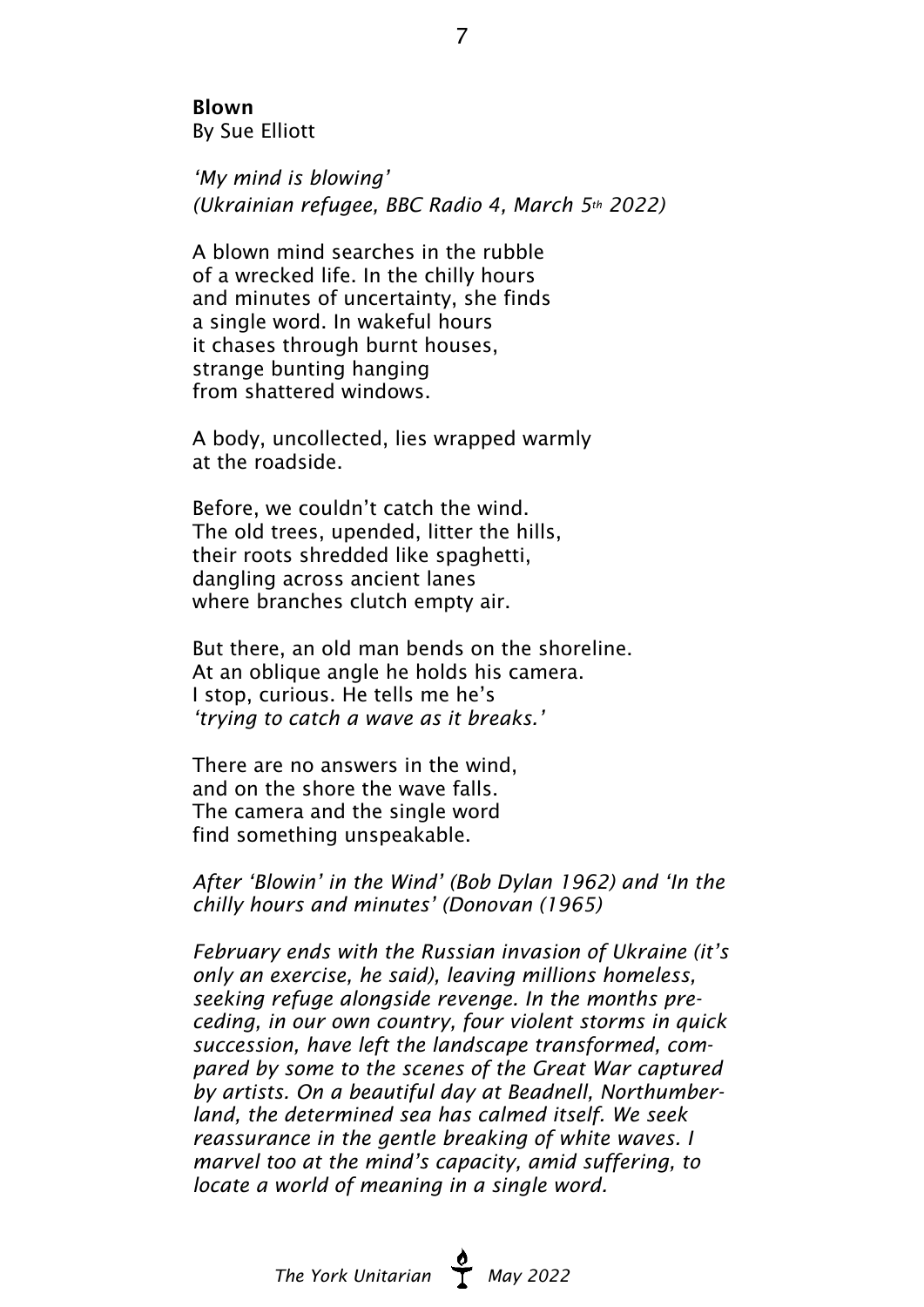**Blown**
By Sue Elliott

*'My mind is blowing'*
*(Ukrainian refugee, BBC Radio 4, March 5th 2022)*

A blown mind searches in the rubble
of a wrecked life. In the chilly hours
and minutes of uncertainty, she finds
a single word. In wakeful hours
it chases through burnt houses,
strange bunting hanging
from shattered windows.

A body, uncollected, lies wrapped warmly
at the roadside.

Before, we couldn't catch the wind.
The old trees, upended, litter the hills,
their roots shredded like spaghetti,
dangling across ancient lanes
where branches clutch empty air.

But there, an old man bends on the shoreline.
At an oblique angle he holds his camera.
I stop, curious. He tells me he's
*'trying to catch a wave as it breaks.'*

There are no answers in the wind,
and on the shore the wave falls.
The camera and the single word
find something unspeakable.

*After 'Blowin' in the Wind' (Bob Dylan 1962) and 'In the chilly hours and minutes' (Donovan (1965)*

*February ends with the Russian invasion of Ukraine (it's only an exercise, he said), leaving millions homeless, seeking refuge alongside revenge. In the months preceding, in our own country, four violent storms in quick succession, have left the landscape transformed, compared by some to the scenes of the Great War captured by artists. On a beautiful day at Beadnell, Northumberland, the determined sea has calmed itself. We seek reassurance in the gentle breaking of white waves. I marvel too at the mind's capacity, amid suffering, to locate a world of meaning in a single word.*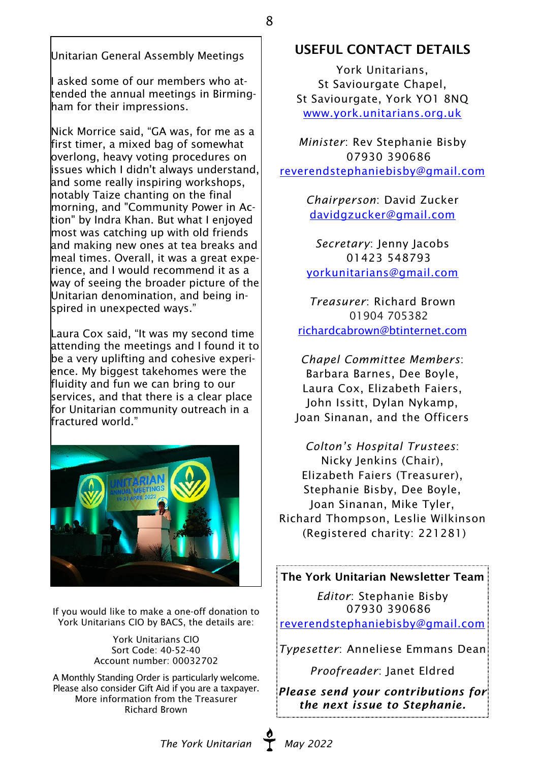Unitarian General Assembly Meetings

I asked some of our members who attended the annual meetings in Birmingham for their impressions.

Nick Morrice said, “GA was, for me as a first timer, a mixed bag of somewhat overlong, heavy voting procedures on issues which I didn't always understand, and some really inspiring workshops, notably Taize chanting on the final morning, and "Community Power in Action" by Indra Khan. But what I enjoyed most was catching up with old friends and making new ones at tea breaks and meal times. Overall, it was a great experience, and I would recommend it as a way of seeing the broader picture of the Unitarian denomination, and being inspired in unexpected ways.”

Laura Cox said, “It was my second time attending the meetings and I found it to be a very uplifting and cohesive experience. My biggest takehomes were the fluidity and fun we can bring to our services, and that there is a clear place for Unitarian community outreach in a fractured world.”

If you would like to make a one-off donation to York Unitarians CIO by BACS, the details are:

York Unitarians CIO
Sort Code: 40-52-40
Account number: 00032702

A Monthly Standing Order is particularly welcome. Please also consider Gift Aid if you are a taxpayer. More information from the Treasurer Richard Brown

## USEFUL CONTACT DETAILS

York Unitarians,
St Saviourgate Chapel,
St Saviourgate, York YO1 8NQ
www.york.unitarians.org.uk

*Minister*: Rev Stephanie Bisby
07930 390686
reverendstephaniebisby@gmail.com

*Chairperson*: David Zucker
davidgzucker@gmail.com

*Secretary*: Jenny Jacobs
01423 548793
yorkunitarians@gmail.com

*Treasurer*: Richard Brown
01904 705382
richardcabrown@btinternet.com

*Chapel Committee Members*:
Barbara Barnes, Dee Boyle, Laura Cox, Elizabeth Faiers, John Issitt, Dylan Nykamp, Joan Sinanan, and the Officers

*Colton's Hospital Trustees*:
Nicky Jenkins (Chair), Elizabeth Faiers (Treasurer), Stephanie Bisby, Dee Boyle, Joan Sinanan, Mike Tyler, Richard Thompson, Leslie Wilkinson
(Registered charity: 221281)

**The York Unitarian Newsletter Team**

*Editor*: Stephanie Bisby
07930 390686
reverendstephaniebisby@gmail.com

*Typesetter*: Anneliese Emmans Dean

*Proofreader*: Janet Eldred

***Please send your contributions for the next issue to Stephanie.***